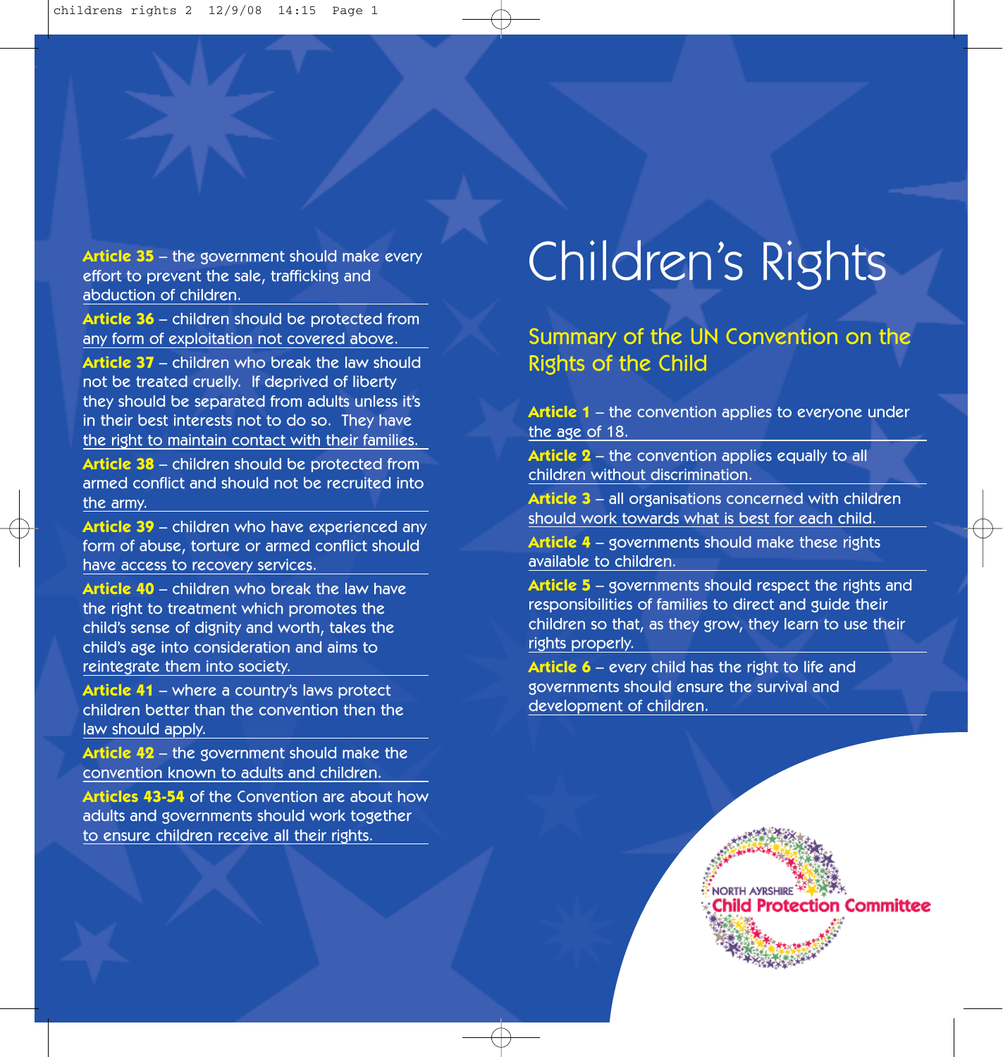# Children's Rights

## Summary of the UN Convention on the Rights of the Child

**Article 1** – the convention applies to everyone under the age of 18.

**Article 2** – the convention applies equally to all children without discrimination.

**Article 3** – all organisations concerned with children should work towards what is best for each child.

**Article 4** – governments should make these rights available to children.

**Article 5** – governments should respect the rights and responsibilities of families to direct and guide their children so that, as they grow, they learn to use their rights properly.

**Article 6** – every child has the right to life and governments should ensure the survival and development of children.

North Ayrshire Child Protection Committee

**Article 35** – the government should make every effort to prevent the sale, trafficking and abduction of children.

**Article 36** – children should be protected from any form of exploitation not covered above.

**Article 37** – children who break the law should not be treated cruelly. If deprived of liberty they should be separated from adults unless it's in their best interests not to do so. They have the right to maintain contact with their families.

**Article 38** – children should be protected from armed conflict and should not be recruited into the army.

**Article 39** – children who have experienced any form of abuse, torture or armed conflict should have access to recovery services.

**Article 40** – children who break the law have the right to treatment which promotes the child's sense of dignity and worth, takes the child's age into consideration and aims to reintegrate them into society.

**Article 41** – where a country's laws protect children better than the convention then the law should apply.

**Article 42** – the government should make the convention known to adults and children.

**Articles 43-54** of the Convention are about how adults and governments should work together to ensure children receive all their rights.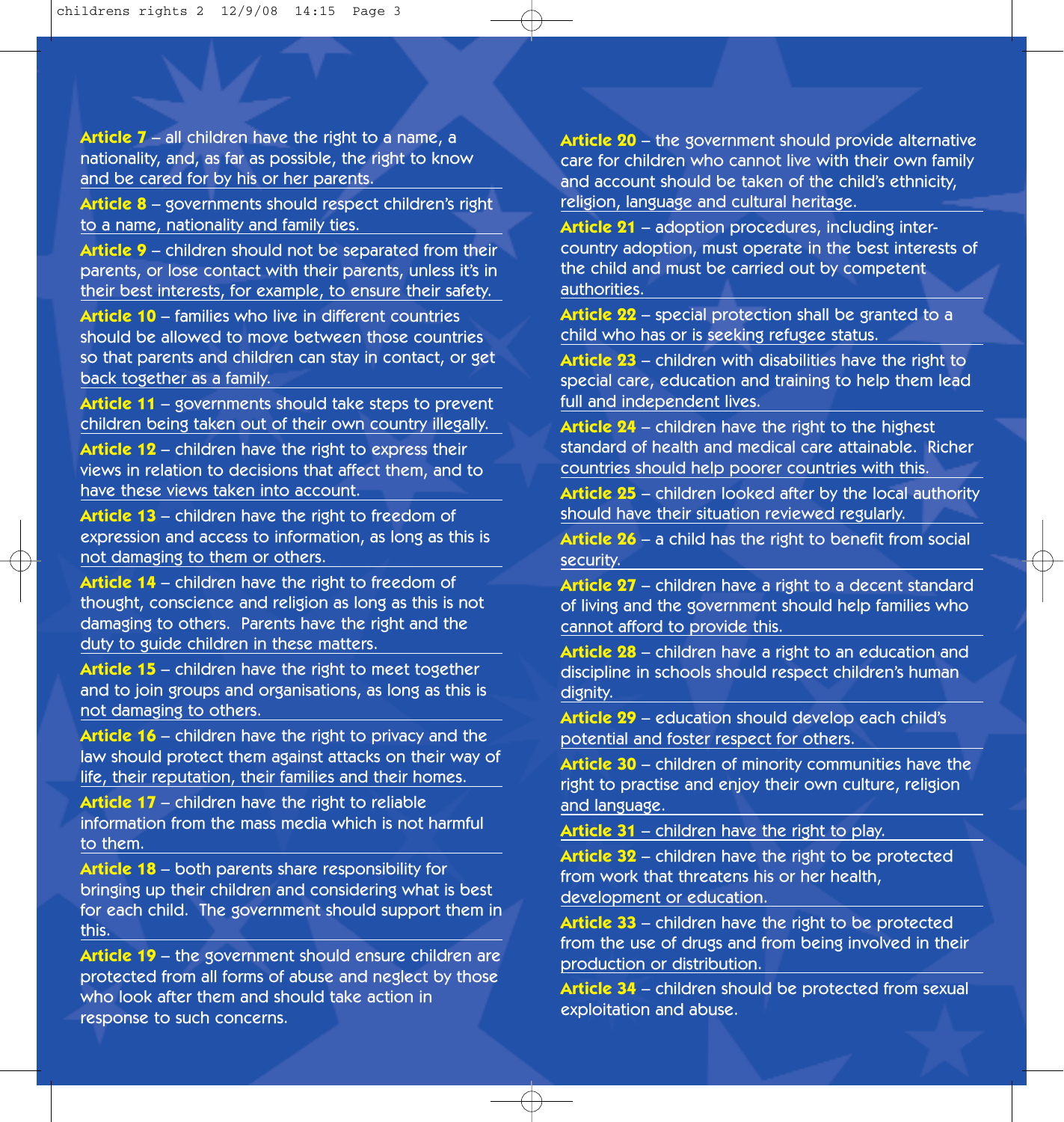**Article 7** – all children have the right to a name, a nationality, and, as far as possible, the right to know and be cared for by his or her parents.

**Article 8** – governments should respect children's right to a name, nationality and family ties.

**Article 9** – children should not be separated from their parents, or lose contact with their parents, unless it's in their best interests, for example, to ensure their safety.

**Article 10** – families who live in different countries should be allowed to move between those countries so that parents and children can stay in contact, or get back together as a family.

**Article 11** – governments should take steps to prevent children being taken out of their own country illegally.

**Article 12** – children have the right to express their views in relation to decisions that affect them, and to have these views taken into account.

**Article 13** – children have the right to freedom of expression and access to information, as long as this is not damaging to them or others.

**Article 14** – children have the right to freedom of thought, conscience and religion as long as this is not damaging to others. Parents have the right and the duty to guide children in these matters.

**Article 15** – children have the right to meet together and to join groups and organisations, as long as this is not damaging to others.

**Article 16** – children have the right to privacy and the law should protect them against attacks on their way of life, their reputation, their families and their homes.

**Article 17** – children have the right to reliable information from the mass media which is not harmful to them.

**Article 18** – both parents share responsibility for bringing up their children and considering what is best for each child. The government should support them in this.

**Article 19** – the government should ensure children are protected from all forms of abuse and neglect by those who look after them and should take action in response to such concerns.

**Article 20** – the government should provide alternative care for children who cannot live with their own family and account should be taken of the child's ethnicity, religion, language and cultural heritage.

**Article 21** – adoption procedures, including inter-country adoption, must operate in the best interests of the child and must be carried out by competent authorities.

**Article 22** – special protection shall be granted to a child who has or is seeking refugee status.

**Article 23** – children with disabilities have the right to special care, education and training to help them lead full and independent lives.

**Article 24** – children have the right to the highest standard of health and medical care attainable. Richer countries should help poorer countries with this.

**Article 25** – children looked after by the local authority should have their situation reviewed regularly.

**Article 26** – a child has the right to benefit from social security.

**Article 27** – children have a right to a decent standard of living and the government should help families who cannot afford to provide this.

**Article 28** – children have a right to an education and discipline in schools should respect children's human dignity.

**Article 29** – education should develop each child's potential and foster respect for others.

**Article 30** – children of minority communities have the right to practise and enjoy their own culture, religion and language.

**Article 31** – children have the right to play.

**Article 32** – children have the right to be protected from work that threatens his or her health, development or education.

**Article 33** – children have the right to be protected from the use of drugs and from being involved in their production or distribution.

**Article 34** – children should be protected from sexual exploitation and abuse.